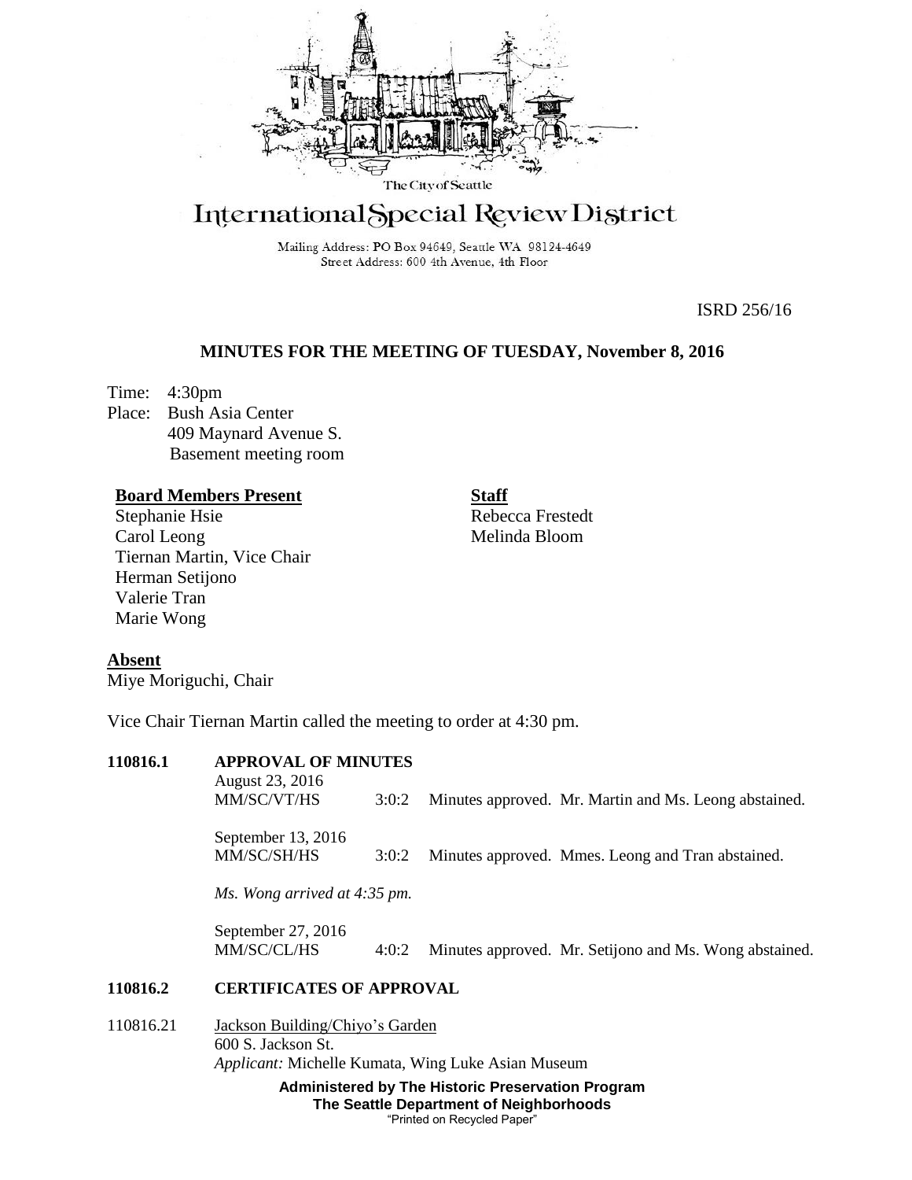The City of Seattle

# International Special Review District

Mailing Address: PO Box 94649, Seattle WA 98124-4649
Street Address: 600 4th Avenue, 4th Floor

ISRD 256/16

## MINUTES FOR THE MEETING OF TUESDAY, November 8, 2016

Time: 4:30pm
Place: Bush Asia Center
409 Maynard Avenue S.
Basement meeting room

**Board Members Present**
Stephanie Hsie
Carol Leong
Tiernan Martin, Vice Chair
Herman Setijono
Valerie Tran
Marie Wong

**Staff**
Rebecca Frestedt
Melinda Bloom

**Absent**
Miye Moriguchi, Chair

Vice Chair Tiernan Martin called the meeting to order at 4:30 pm.

**110816.1 APPROVAL OF MINUTES**

August 23, 2016
MM/SC/VT/HS 3:0:2 Minutes approved. Mr. Martin and Ms. Leong abstained.

September 13, 2016
MM/SC/SH/HS 3:0:2 Minutes approved. Mmes. Leong and Tran abstained.

*Ms. Wong arrived at 4:35 pm.*

September 27, 2016
MM/SC/CL/HS 4:0:2 Minutes approved. Mr. Setijono and Ms. Wong abstained.

**110816.2 CERTIFICATES OF APPROVAL**

110816.21 Jackson Building/Chiyo's Garden
600 S. Jackson St.
*Applicant:* Michelle Kumata, Wing Luke Asian Museum

**Administered by The Historic Preservation Program**
**The Seattle Department of Neighborhoods**
"Printed on Recycled Paper"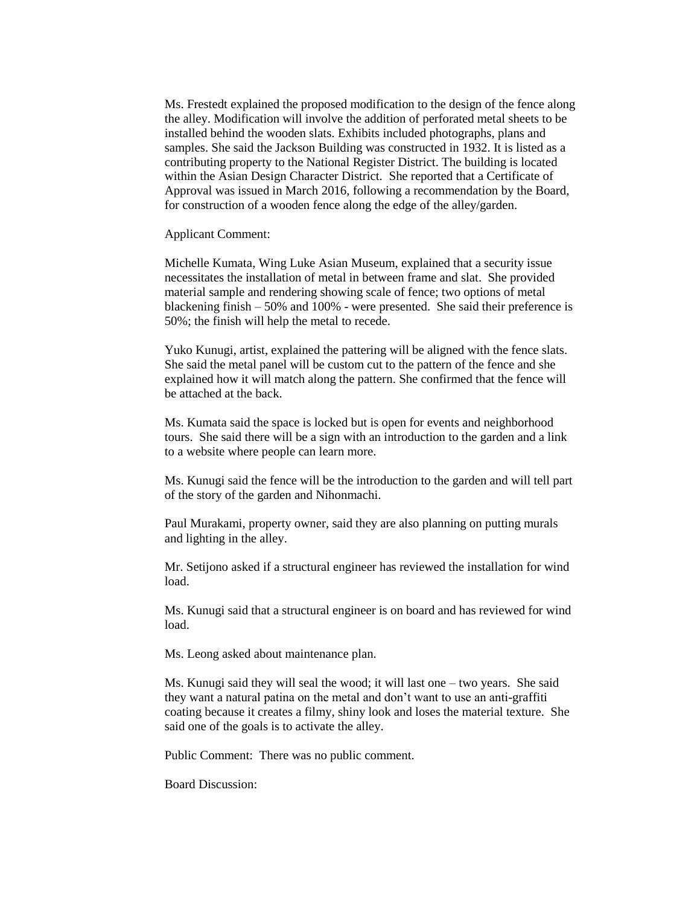Ms. Frestedt explained the proposed modification to the design of the fence along the alley. Modification will involve the addition of perforated metal sheets to be installed behind the wooden slats. Exhibits included photographs, plans and samples. She said the Jackson Building was constructed in 1932. It is listed as a contributing property to the National Register District. The building is located within the Asian Design Character District. She reported that a Certificate of Approval was issued in March 2016, following a recommendation by the Board, for construction of a wooden fence along the edge of the alley/garden.

Applicant Comment:

Michelle Kumata, Wing Luke Asian Museum, explained that a security issue necessitates the installation of metal in between frame and slat. She provided material sample and rendering showing scale of fence; two options of metal blackening finish – 50% and 100% - were presented. She said their preference is 50%; the finish will help the metal to recede.

Yuko Kunugi, artist, explained the pattering will be aligned with the fence slats. She said the metal panel will be custom cut to the pattern of the fence and she explained how it will match along the pattern. She confirmed that the fence will be attached at the back.

Ms. Kumata said the space is locked but is open for events and neighborhood tours. She said there will be a sign with an introduction to the garden and a link to a website where people can learn more.

Ms. Kunugi said the fence will be the introduction to the garden and will tell part of the story of the garden and Nihonmachi.

Paul Murakami, property owner, said they are also planning on putting murals and lighting in the alley.

Mr. Setijono asked if a structural engineer has reviewed the installation for wind load.

Ms. Kunugi said that a structural engineer is on board and has reviewed for wind load.

Ms. Leong asked about maintenance plan.

Ms. Kunugi said they will seal the wood; it will last one – two years. She said they want a natural patina on the metal and don't want to use an anti-graffiti coating because it creates a filmy, shiny look and loses the material texture. She said one of the goals is to activate the alley.

Public Comment: There was no public comment.

Board Discussion: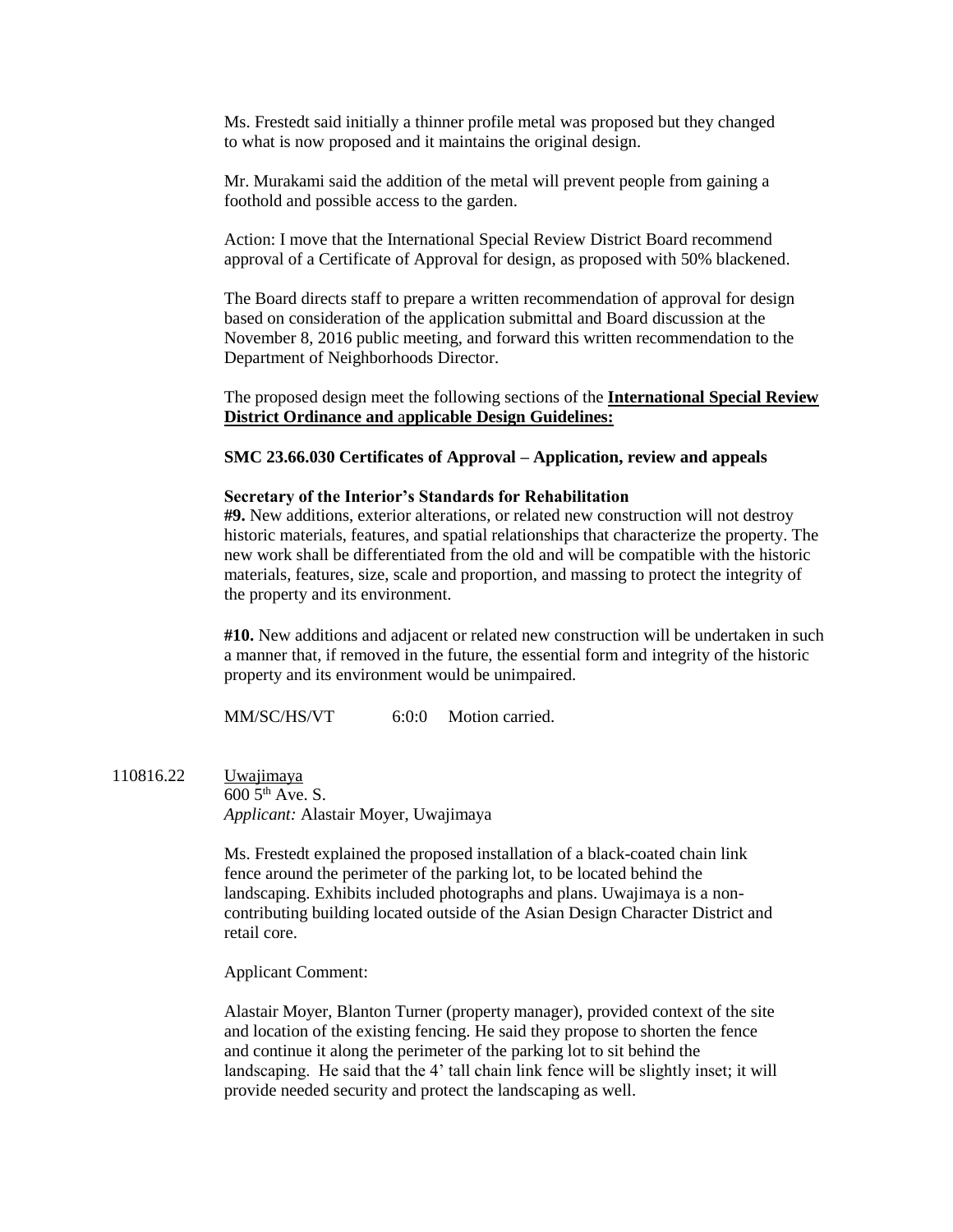Ms. Frestedt said initially a thinner profile metal was proposed but they changed to what is now proposed and it maintains the original design.

Mr. Murakami said the addition of the metal will prevent people from gaining a foothold and possible access to the garden.

Action: I move that the International Special Review District Board recommend approval of a Certificate of Approval for design, as proposed with 50% blackened.

The Board directs staff to prepare a written recommendation of approval for design based on consideration of the application submittal and Board discussion at the November 8, 2016 public meeting, and forward this written recommendation to the Department of Neighborhoods Director.

The proposed design meet the following sections of the **International Special Review District Ordinance and applicable Design Guidelines:**

**SMC 23.66.030 Certificates of Approval – Application, review and appeals**

**Secretary of the Interior's Standards for Rehabilitation**

**#9.** New additions, exterior alterations, or related new construction will not destroy historic materials, features, and spatial relationships that characterize the property. The new work shall be differentiated from the old and will be compatible with the historic materials, features, size, scale and proportion, and massing to protect the integrity of the property and its environment.

**#10.** New additions and adjacent or related new construction will be undertaken in such a manner that, if removed in the future, the essential form and integrity of the historic property and its environment would be unimpaired.

MM/SC/HS/VT 6:0:0 Motion carried.

110816.22 Uwajimaya
600 5th Ave. S.
*Applicant:* Alastair Moyer, Uwajimaya

Ms. Frestedt explained the proposed installation of a black-coated chain link fence around the perimeter of the parking lot, to be located behind the landscaping. Exhibits included photographs and plans. Uwajimaya is a non-contributing building located outside of the Asian Design Character District and retail core.

Applicant Comment:

Alastair Moyer, Blanton Turner (property manager), provided context of the site and location of the existing fencing. He said they propose to shorten the fence and continue it along the perimeter of the parking lot to sit behind the landscaping. He said that the 4' tall chain link fence will be slightly inset; it will provide needed security and protect the landscaping as well.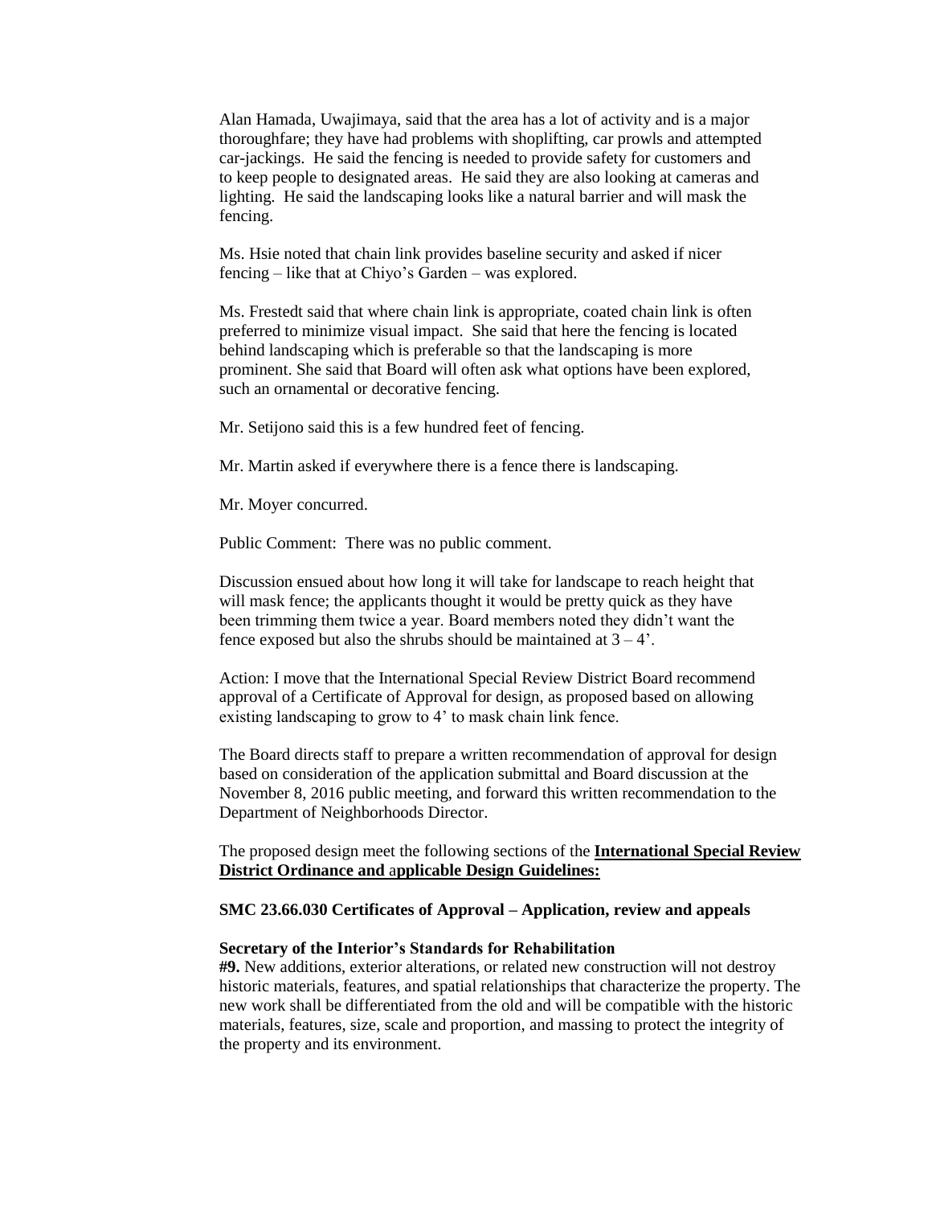Alan Hamada, Uwajimaya, said that the area has a lot of activity and is a major thoroughfare; they have had problems with shoplifting, car prowls and attempted car-jackings. He said the fencing is needed to provide safety for customers and to keep people to designated areas. He said they are also looking at cameras and lighting. He said the landscaping looks like a natural barrier and will mask the fencing.

Ms. Hsie noted that chain link provides baseline security and asked if nicer fencing – like that at Chiyo's Garden – was explored.

Ms. Frestedt said that where chain link is appropriate, coated chain link is often preferred to minimize visual impact. She said that here the fencing is located behind landscaping which is preferable so that the landscaping is more prominent. She said that Board will often ask what options have been explored, such an ornamental or decorative fencing.

Mr. Setijono said this is a few hundred feet of fencing.

Mr. Martin asked if everywhere there is a fence there is landscaping.

Mr. Moyer concurred.

Public Comment: There was no public comment.

Discussion ensued about how long it will take for landscape to reach height that will mask fence; the applicants thought it would be pretty quick as they have been trimming them twice a year. Board members noted they didn't want the fence exposed but also the shrubs should be maintained at 3 – 4'.

Action: I move that the International Special Review District Board recommend approval of a Certificate of Approval for design, as proposed based on allowing existing landscaping to grow to 4' to mask chain link fence.

The Board directs staff to prepare a written recommendation of approval for design based on consideration of the application submittal and Board discussion at the November 8, 2016 public meeting, and forward this written recommendation to the Department of Neighborhoods Director.

The proposed design meet the following sections of the **International Special Review District Ordinance and applicable Design Guidelines:**

**SMC 23.66.030 Certificates of Approval – Application, review and appeals**

**Secretary of the Interior's Standards for Rehabilitation**

**#9.** New additions, exterior alterations, or related new construction will not destroy historic materials, features, and spatial relationships that characterize the property. The new work shall be differentiated from the old and will be compatible with the historic materials, features, size, scale and proportion, and massing to protect the integrity of the property and its environment.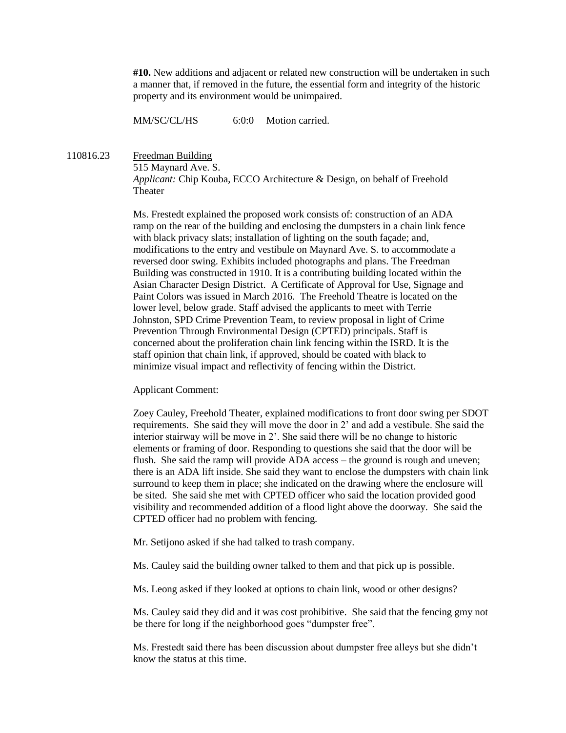**#10.** New additions and adjacent or related new construction will be undertaken in such a manner that, if removed in the future, the essential form and integrity of the historic property and its environment would be unimpaired.

MM/SC/CL/HS 6:0:0 Motion carried.

110816.23 Freedman Building
515 Maynard Ave. S.
*Applicant:* Chip Kouba, ECCO Architecture & Design, on behalf of Freehold Theater

Ms. Frestedt explained the proposed work consists of: construction of an ADA ramp on the rear of the building and enclosing the dumpsters in a chain link fence with black privacy slats; installation of lighting on the south façade; and, modifications to the entry and vestibule on Maynard Ave. S. to accommodate a reversed door swing. Exhibits included photographs and plans. The Freedman Building was constructed in 1910. It is a contributing building located within the Asian Character Design District. A Certificate of Approval for Use, Signage and Paint Colors was issued in March 2016. The Freehold Theatre is located on the lower level, below grade. Staff advised the applicants to meet with Terrie Johnston, SPD Crime Prevention Team, to review proposal in light of Crime Prevention Through Environmental Design (CPTED) principals. Staff is concerned about the proliferation chain link fencing within the ISRD. It is the staff opinion that chain link, if approved, should be coated with black to minimize visual impact and reflectivity of fencing within the District.

Applicant Comment:

Zoey Cauley, Freehold Theater, explained modifications to front door swing per SDOT requirements. She said they will move the door in 2' and add a vestibule. She said the interior stairway will be move in 2'. She said there will be no change to historic elements or framing of door. Responding to questions she said that the door will be flush. She said the ramp will provide ADA access – the ground is rough and uneven; there is an ADA lift inside. She said they want to enclose the dumpsters with chain link surround to keep them in place; she indicated on the drawing where the enclosure will be sited. She said she met with CPTED officer who said the location provided good visibility and recommended addition of a flood light above the doorway. She said the CPTED officer had no problem with fencing.

Mr. Setijono asked if she had talked to trash company.

Ms. Cauley said the building owner talked to them and that pick up is possible.

Ms. Leong asked if they looked at options to chain link, wood or other designs?

Ms. Cauley said they did and it was cost prohibitive. She said that the fencing gmy not be there for long if the neighborhood goes "dumpster free".

Ms. Frestedt said there has been discussion about dumpster free alleys but she didn't know the status at this time.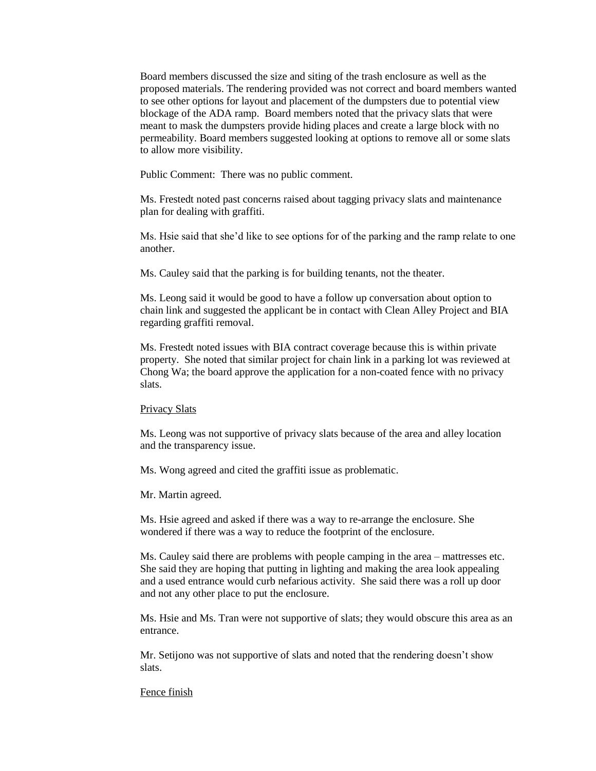Board members discussed the size and siting of the trash enclosure as well as the proposed materials. The rendering provided was not correct and board members wanted to see other options for layout and placement of the dumpsters due to potential view blockage of the ADA ramp. Board members noted that the privacy slats that were meant to mask the dumpsters provide hiding places and create a large block with no permeability. Board members suggested looking at options to remove all or some slats to allow more visibility.

Public Comment: There was no public comment.

Ms. Frestedt noted past concerns raised about tagging privacy slats and maintenance plan for dealing with graffiti.

Ms. Hsie said that she'd like to see options for of the parking and the ramp relate to one another.

Ms. Cauley said that the parking is for building tenants, not the theater.

Ms. Leong said it would be good to have a follow up conversation about option to chain link and suggested the applicant be in contact with Clean Alley Project and BIA regarding graffiti removal.

Ms. Frestedt noted issues with BIA contract coverage because this is within private property. She noted that similar project for chain link in a parking lot was reviewed at Chong Wa; the board approve the application for a non-coated fence with no privacy slats.

<u>Privacy Slats</u>

Ms. Leong was not supportive of privacy slats because of the area and alley location and the transparency issue.

Ms. Wong agreed and cited the graffiti issue as problematic.

Mr. Martin agreed.

Ms. Hsie agreed and asked if there was a way to re-arrange the enclosure. She wondered if there was a way to reduce the footprint of the enclosure.

Ms. Cauley said there are problems with people camping in the area – mattresses etc. She said they are hoping that putting in lighting and making the area look appealing and a used entrance would curb nefarious activity. She said there was a roll up door and not any other place to put the enclosure.

Ms. Hsie and Ms. Tran were not supportive of slats; they would obscure this area as an entrance.

Mr. Setijono was not supportive of slats and noted that the rendering doesn't show slats.

<u>Fence finish</u>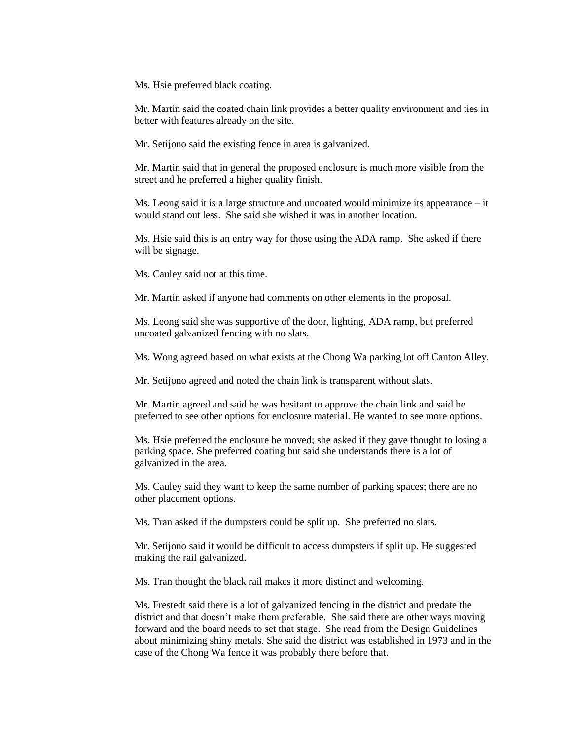Ms. Hsie preferred black coating.

Mr. Martin said the coated chain link provides a better quality environment and ties in better with features already on the site.

Mr. Setijono said the existing fence in area is galvanized.

Mr. Martin said that in general the proposed enclosure is much more visible from the street and he preferred a higher quality finish.

Ms. Leong said it is a large structure and uncoated would minimize its appearance – it would stand out less. She said she wished it was in another location.

Ms. Hsie said this is an entry way for those using the ADA ramp. She asked if there will be signage.

Ms. Cauley said not at this time.

Mr. Martin asked if anyone had comments on other elements in the proposal.

Ms. Leong said she was supportive of the door, lighting, ADA ramp, but preferred uncoated galvanized fencing with no slats.

Ms. Wong agreed based on what exists at the Chong Wa parking lot off Canton Alley.

Mr. Setijono agreed and noted the chain link is transparent without slats.

Mr. Martin agreed and said he was hesitant to approve the chain link and said he preferred to see other options for enclosure material. He wanted to see more options.

Ms. Hsie preferred the enclosure be moved; she asked if they gave thought to losing a parking space. She preferred coating but said she understands there is a lot of galvanized in the area.

Ms. Cauley said they want to keep the same number of parking spaces; there are no other placement options.

Ms. Tran asked if the dumpsters could be split up. She preferred no slats.

Mr. Setijono said it would be difficult to access dumpsters if split up. He suggested making the rail galvanized.

Ms. Tran thought the black rail makes it more distinct and welcoming.

Ms. Frestedt said there is a lot of galvanized fencing in the district and predate the district and that doesn't make them preferable. She said there are other ways moving forward and the board needs to set that stage. She read from the Design Guidelines about minimizing shiny metals. She said the district was established in 1973 and in the case of the Chong Wa fence it was probably there before that.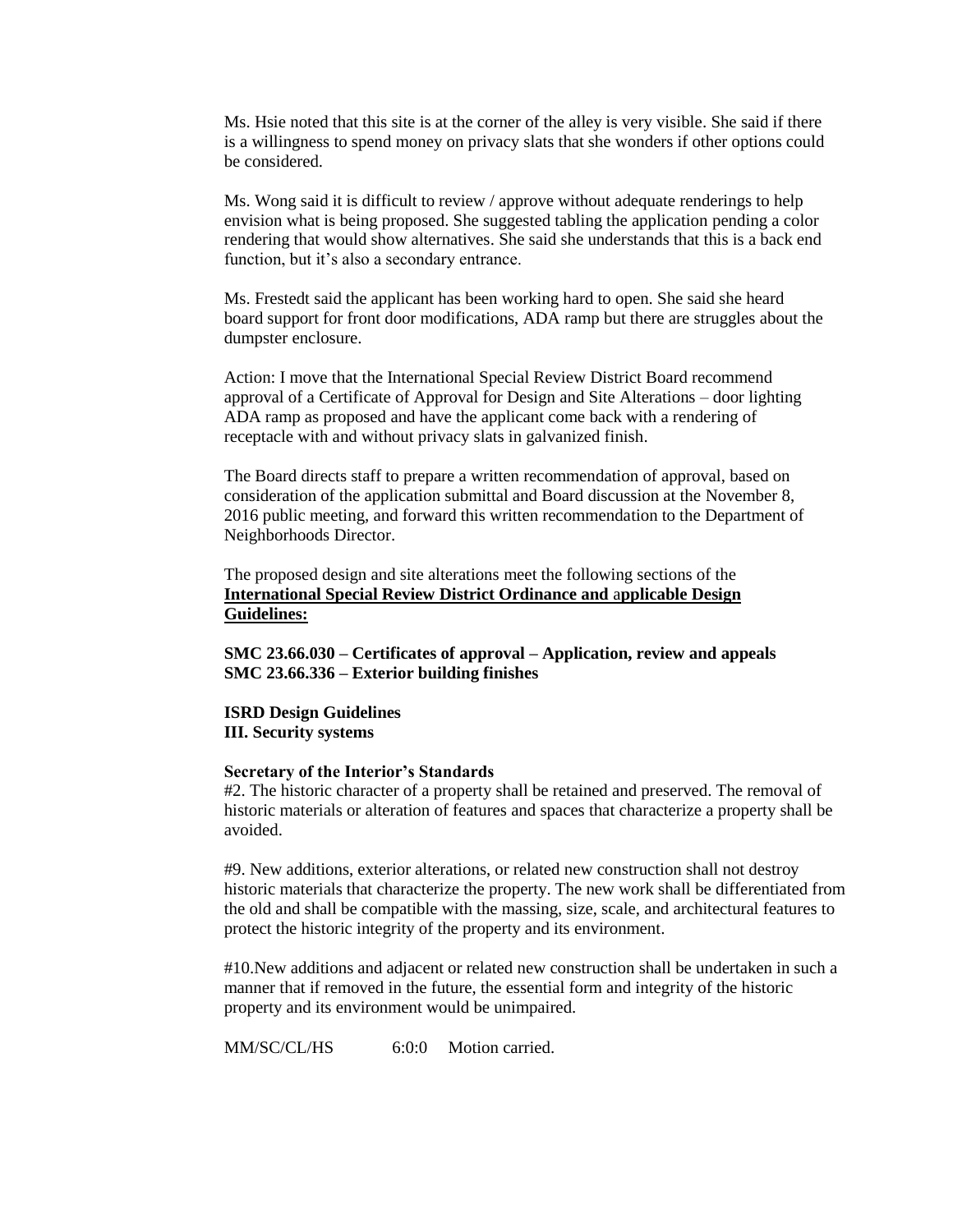Ms. Hsie noted that this site is at the corner of the alley is very visible. She said if there is a willingness to spend money on privacy slats that she wonders if other options could be considered.

Ms. Wong said it is difficult to review / approve without adequate renderings to help envision what is being proposed. She suggested tabling the application pending a color rendering that would show alternatives. She said she understands that this is a back end function, but it's also a secondary entrance.

Ms. Frestedt said the applicant has been working hard to open. She said she heard board support for front door modifications, ADA ramp but there are struggles about the dumpster enclosure.

Action: I move that the International Special Review District Board recommend approval of a Certificate of Approval for Design and Site Alterations – door lighting ADA ramp as proposed and have the applicant come back with a rendering of receptacle with and without privacy slats in galvanized finish.

The Board directs staff to prepare a written recommendation of approval, based on consideration of the application submittal and Board discussion at the November 8, 2016 public meeting, and forward this written recommendation to the Department of Neighborhoods Director.

The proposed design and site alterations meet the following sections of the **<u>International Special Review District Ordinance and applicable Design Guidelines:</u>**

**SMC 23.66.030 – Certificates of approval – Application, review and appeals**
**SMC 23.66.336 – Exterior building finishes**

**ISRD Design Guidelines**
**III. Security systems**

**Secretary of the Interior's Standards**
#2. The historic character of a property shall be retained and preserved. The removal of historic materials or alteration of features and spaces that characterize a property shall be avoided.

#9. New additions, exterior alterations, or related new construction shall not destroy historic materials that characterize the property. The new work shall be differentiated from the old and shall be compatible with the massing, size, scale, and architectural features to protect the historic integrity of the property and its environment.

#10.New additions and adjacent or related new construction shall be undertaken in such a manner that if removed in the future, the essential form and integrity of the historic property and its environment would be unimpaired.

MM/SC/CL/HS 6:0:0 Motion carried.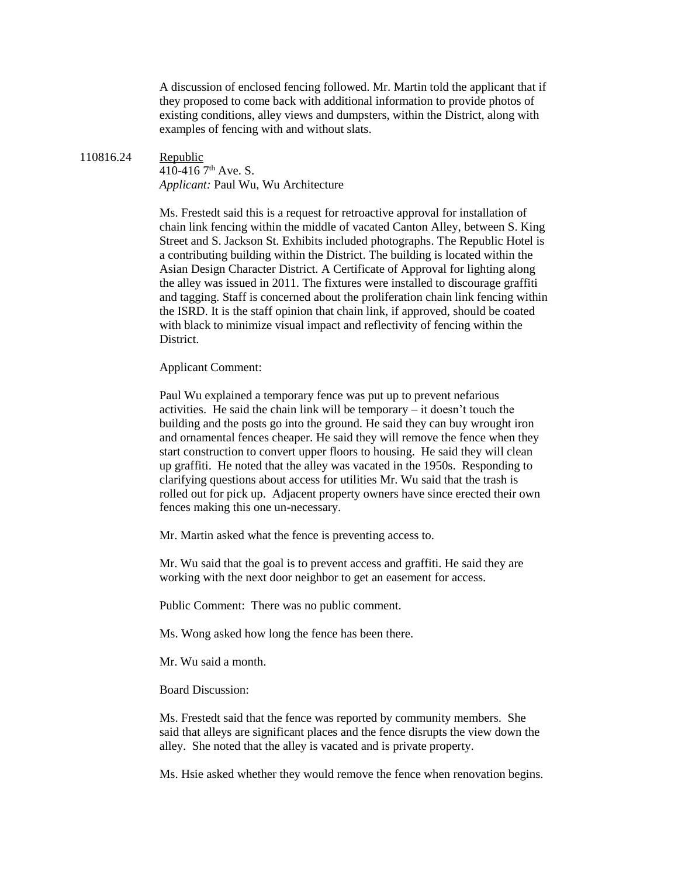A discussion of enclosed fencing followed. Mr. Martin told the applicant that if they proposed to come back with additional information to provide photos of existing conditions, alley views and dumpsters, within the District, along with examples of fencing with and without slats.

110816.24 Republic
410-416 7th Ave. S.
*Applicant:* Paul Wu, Wu Architecture

Ms. Frestedt said this is a request for retroactive approval for installation of chain link fencing within the middle of vacated Canton Alley, between S. King Street and S. Jackson St. Exhibits included photographs. The Republic Hotel is a contributing building within the District. The building is located within the Asian Design Character District. A Certificate of Approval for lighting along the alley was issued in 2011. The fixtures were installed to discourage graffiti and tagging. Staff is concerned about the proliferation chain link fencing within the ISRD. It is the staff opinion that chain link, if approved, should be coated with black to minimize visual impact and reflectivity of fencing within the District.

Applicant Comment:

Paul Wu explained a temporary fence was put up to prevent nefarious activities. He said the chain link will be temporary – it doesn't touch the building and the posts go into the ground. He said they can buy wrought iron and ornamental fences cheaper. He said they will remove the fence when they start construction to convert upper floors to housing. He said they will clean up graffiti. He noted that the alley was vacated in the 1950s. Responding to clarifying questions about access for utilities Mr. Wu said that the trash is rolled out for pick up. Adjacent property owners have since erected their own fences making this one un-necessary.

Mr. Martin asked what the fence is preventing access to.

Mr. Wu said that the goal is to prevent access and graffiti. He said they are working with the next door neighbor to get an easement for access.

Public Comment: There was no public comment.

Ms. Wong asked how long the fence has been there.

Mr. Wu said a month.

Board Discussion:

Ms. Frestedt said that the fence was reported by community members. She said that alleys are significant places and the fence disrupts the view down the alley. She noted that the alley is vacated and is private property.

Ms. Hsie asked whether they would remove the fence when renovation begins.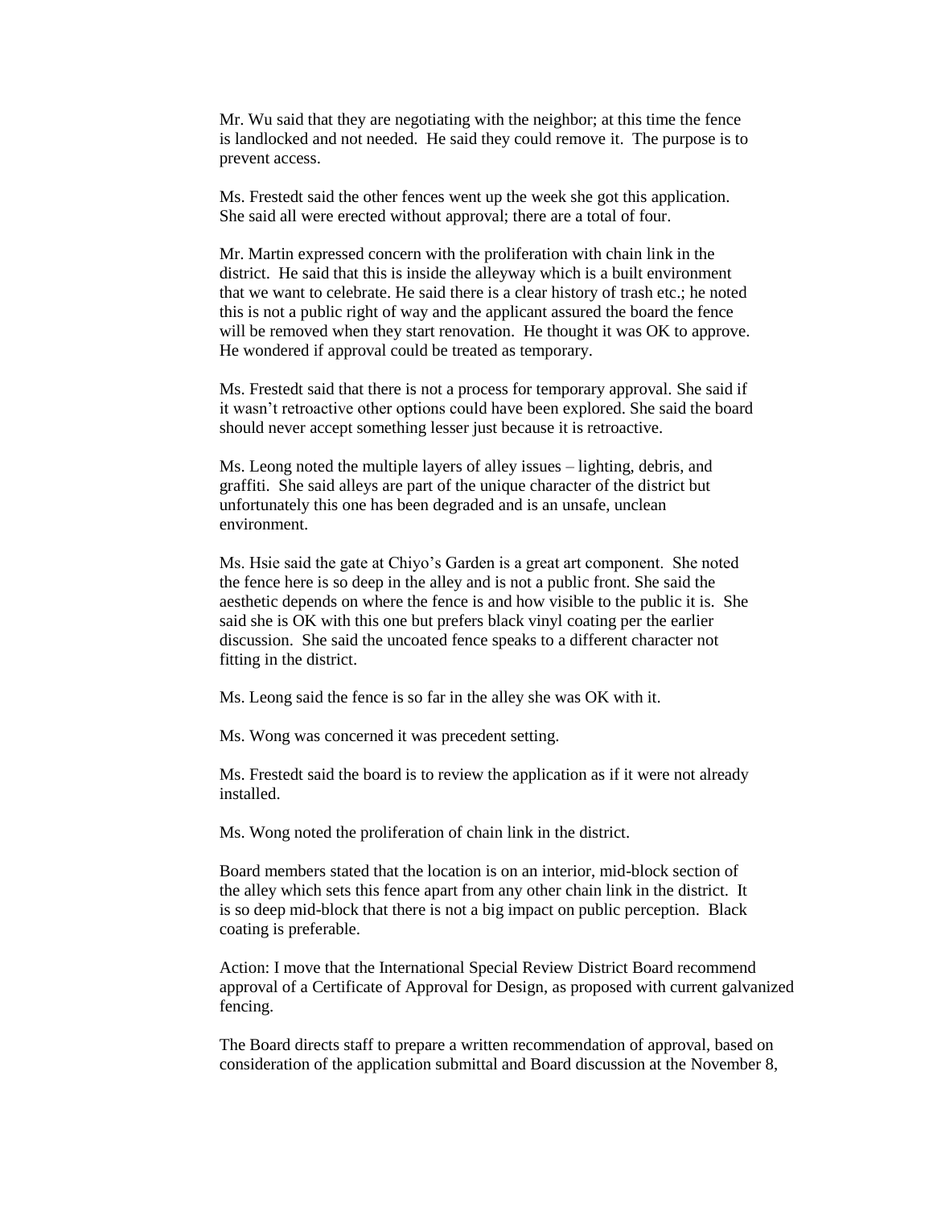Mr. Wu said that they are negotiating with the neighbor; at this time the fence is landlocked and not needed. He said they could remove it. The purpose is to prevent access.

Ms. Frestedt said the other fences went up the week she got this application. She said all were erected without approval; there are a total of four.

Mr. Martin expressed concern with the proliferation with chain link in the district. He said that this is inside the alleyway which is a built environment that we want to celebrate. He said there is a clear history of trash etc.; he noted this is not a public right of way and the applicant assured the board the fence will be removed when they start renovation. He thought it was OK to approve. He wondered if approval could be treated as temporary.

Ms. Frestedt said that there is not a process for temporary approval. She said if it wasn't retroactive other options could have been explored. She said the board should never accept something lesser just because it is retroactive.

Ms. Leong noted the multiple layers of alley issues – lighting, debris, and graffiti. She said alleys are part of the unique character of the district but unfortunately this one has been degraded and is an unsafe, unclean environment.

Ms. Hsie said the gate at Chiyo's Garden is a great art component. She noted the fence here is so deep in the alley and is not a public front. She said the aesthetic depends on where the fence is and how visible to the public it is. She said she is OK with this one but prefers black vinyl coating per the earlier discussion. She said the uncoated fence speaks to a different character not fitting in the district.

Ms. Leong said the fence is so far in the alley she was OK with it.

Ms. Wong was concerned it was precedent setting.

Ms. Frestedt said the board is to review the application as if it were not already installed.

Ms. Wong noted the proliferation of chain link in the district.

Board members stated that the location is on an interior, mid-block section of the alley which sets this fence apart from any other chain link in the district. It is so deep mid-block that there is not a big impact on public perception. Black coating is preferable.

Action: I move that the International Special Review District Board recommend approval of a Certificate of Approval for Design, as proposed with current galvanized fencing.

The Board directs staff to prepare a written recommendation of approval, based on consideration of the application submittal and Board discussion at the November 8,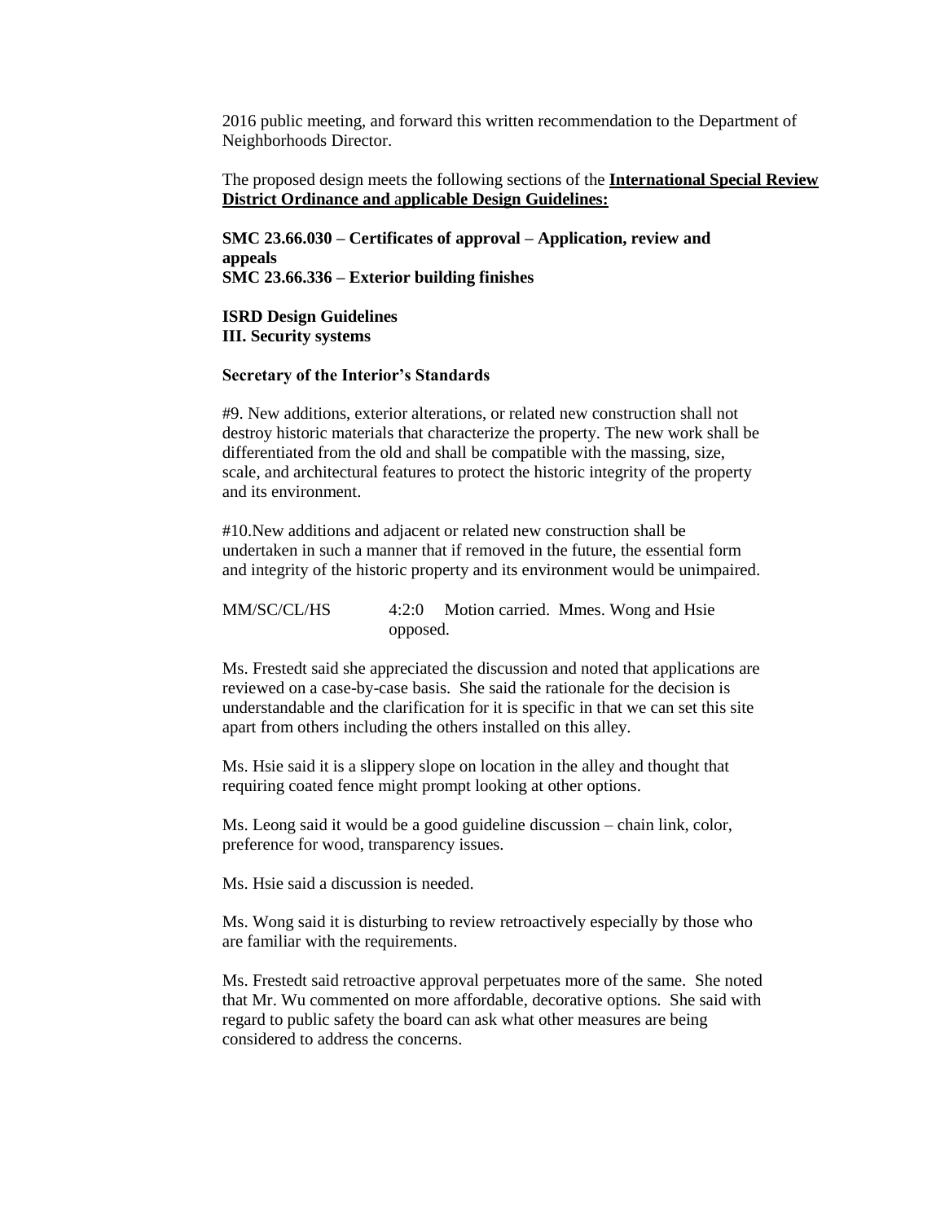2016 public meeting, and forward this written recommendation to the Department of Neighborhoods Director.

The proposed design meets the following sections of the **International Special Review District Ordinance and applicable Design Guidelines:**

**SMC 23.66.030 – Certificates of approval – Application, review and appeals**
**SMC 23.66.336 – Exterior building finishes**

**ISRD Design Guidelines**
**III. Security systems**

**Secretary of the Interior's Standards**

#9. New additions, exterior alterations, or related new construction shall not destroy historic materials that characterize the property. The new work shall be differentiated from the old and shall be compatible with the massing, size, scale, and architectural features to protect the historic integrity of the property and its environment.

#10.New additions and adjacent or related new construction shall be undertaken in such a manner that if removed in the future, the essential form and integrity of the historic property and its environment would be unimpaired.

MM/SC/CL/HS 4:2:0 Motion carried. Mmes. Wong and Hsie opposed.

Ms. Frestedt said she appreciated the discussion and noted that applications are reviewed on a case-by-case basis. She said the rationale for the decision is understandable and the clarification for it is specific in that we can set this site apart from others including the others installed on this alley.

Ms. Hsie said it is a slippery slope on location in the alley and thought that requiring coated fence might prompt looking at other options.

Ms. Leong said it would be a good guideline discussion – chain link, color, preference for wood, transparency issues.

Ms. Hsie said a discussion is needed.

Ms. Wong said it is disturbing to review retroactively especially by those who are familiar with the requirements.

Ms. Frestedt said retroactive approval perpetuates more of the same. She noted that Mr. Wu commented on more affordable, decorative options. She said with regard to public safety the board can ask what other measures are being considered to address the concerns.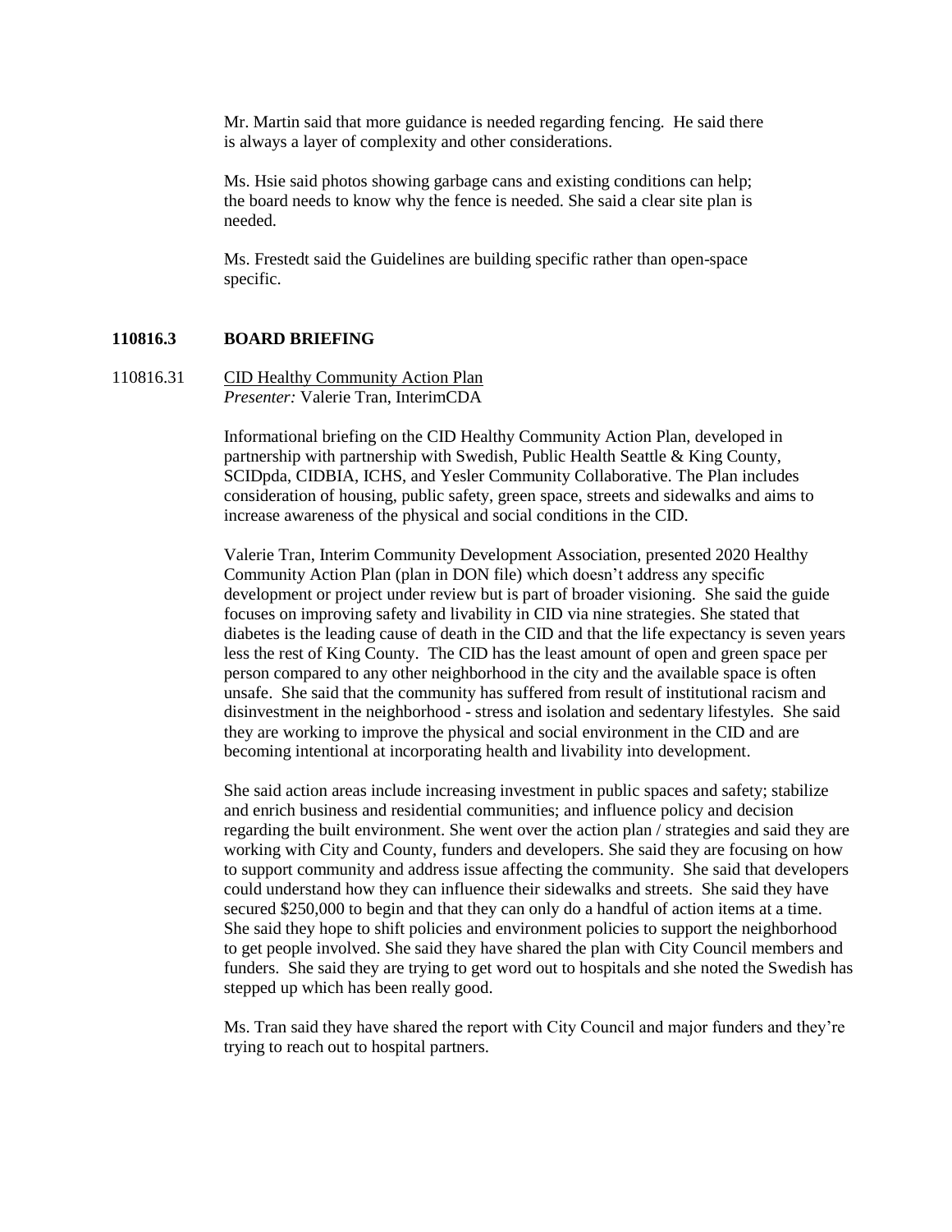Mr. Martin said that more guidance is needed regarding fencing. He said there is always a layer of complexity and other considerations.

Ms. Hsie said photos showing garbage cans and existing conditions can help; the board needs to know why the fence is needed. She said a clear site plan is needed.

Ms. Frestedt said the Guidelines are building specific rather than open-space specific.

## 110816.3 BOARD BRIEFING

110816.31 CID Healthy Community Action Plan
*Presenter:* Valerie Tran, InterimCDA

Informational briefing on the CID Healthy Community Action Plan, developed in partnership with partnership with Swedish, Public Health Seattle & King County, SCIDpda, CIDBIA, ICHS, and Yesler Community Collaborative. The Plan includes consideration of housing, public safety, green space, streets and sidewalks and aims to increase awareness of the physical and social conditions in the CID.

Valerie Tran, Interim Community Development Association, presented 2020 Healthy Community Action Plan (plan in DON file) which doesn't address any specific development or project under review but is part of broader visioning. She said the guide focuses on improving safety and livability in CID via nine strategies. She stated that diabetes is the leading cause of death in the CID and that the life expectancy is seven years less the rest of King County. The CID has the least amount of open and green space per person compared to any other neighborhood in the city and the available space is often unsafe. She said that the community has suffered from result of institutional racism and disinvestment in the neighborhood - stress and isolation and sedentary lifestyles. She said they are working to improve the physical and social environment in the CID and are becoming intentional at incorporating health and livability into development.

She said action areas include increasing investment in public spaces and safety; stabilize and enrich business and residential communities; and influence policy and decision regarding the built environment. She went over the action plan / strategies and said they are working with City and County, funders and developers. She said they are focusing on how to support community and address issue affecting the community. She said that developers could understand how they can influence their sidewalks and streets. She said they have secured $250,000 to begin and that they can only do a handful of action items at a time. She said they hope to shift policies and environment policies to support the neighborhood to get people involved. She said they have shared the plan with City Council members and funders. She said they are trying to get word out to hospitals and she noted the Swedish has stepped up which has been really good.

Ms. Tran said they have shared the report with City Council and major funders and they're trying to reach out to hospital partners.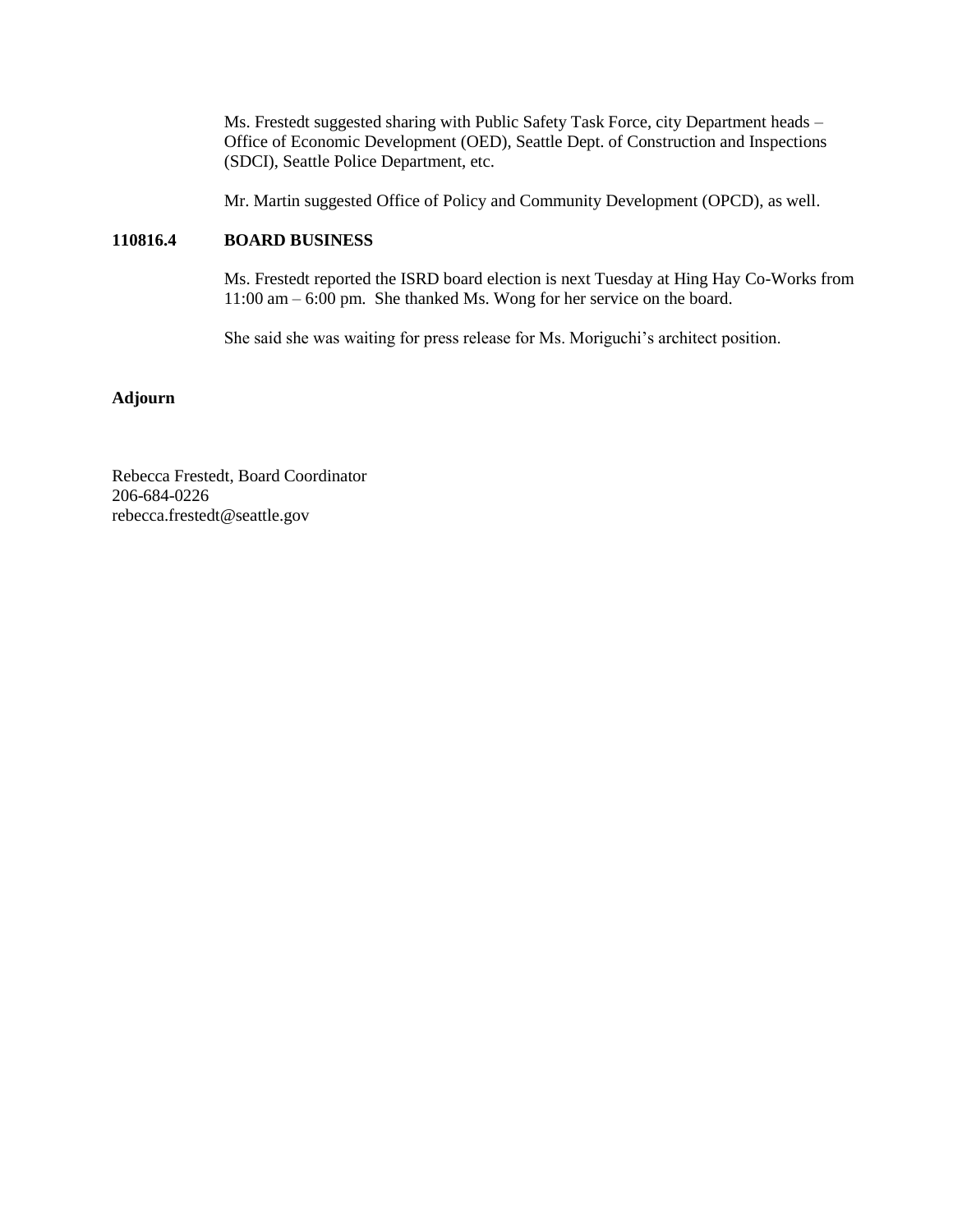Ms. Frestedt suggested sharing with Public Safety Task Force, city Department heads – Office of Economic Development (OED), Seattle Dept. of Construction and Inspections (SDCI), Seattle Police Department, etc.

Mr. Martin suggested Office of Policy and Community Development (OPCD), as well.

**110816.4 BOARD BUSINESS**

Ms. Frestedt reported the ISRD board election is next Tuesday at Hing Hay Co-Works from 11:00 am – 6:00 pm. She thanked Ms. Wong for her service on the board.

She said she was waiting for press release for Ms. Moriguchi's architect position.

**Adjourn**

Rebecca Frestedt, Board Coordinator
206-684-0226
rebecca.frestedt@seattle.gov